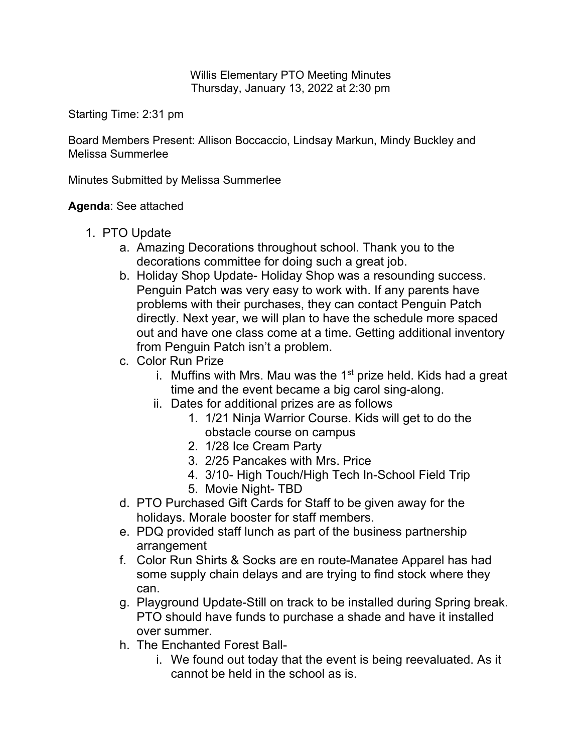Willis Elementary PTO Meeting Minutes
Thursday, January 13, 2022 at 2:30 pm

Starting Time: 2:31 pm

Board Members Present: Allison Boccaccio, Lindsay Markun, Mindy Buckley and Melissa Summerlee

Minutes Submitted by Melissa Summerlee

**Agenda**: See attached

1. PTO Update
    a. Amazing Decorations throughout school. Thank you to the decorations committee for doing such a great job.
    b. Holiday Shop Update- Holiday Shop was a resounding success. Penguin Patch was very easy to work with. If any parents have problems with their purchases, they can contact Penguin Patch directly. Next year, we will plan to have the schedule more spaced out and have one class come at a time. Getting additional inventory from Penguin Patch isn't a problem.
    c. Color Run Prize
        i. Muffins with Mrs. Mau was the 1st prize held. Kids had a great time and the event became a big carol sing-along.
        ii. Dates for additional prizes are as follows
            1. 1/21 Ninja Warrior Course. Kids will get to do the obstacle course on campus
            2. 1/28 Ice Cream Party
            3. 2/25 Pancakes with Mrs. Price
            4. 3/10- High Touch/High Tech In-School Field Trip
            5. Movie Night- TBD
    d. PTO Purchased Gift Cards for Staff to be given away for the holidays. Morale booster for staff members.
    e. PDQ provided staff lunch as part of the business partnership arrangement
    f. Color Run Shirts & Socks are en route-Manatee Apparel has had some supply chain delays and are trying to find stock where they can.
    g. Playground Update-Still on track to be installed during Spring break. PTO should have funds to purchase a shade and have it installed over summer.
    h. The Enchanted Forest Ball-
        i. We found out today that the event is being reevaluated. As it cannot be held in the school as is.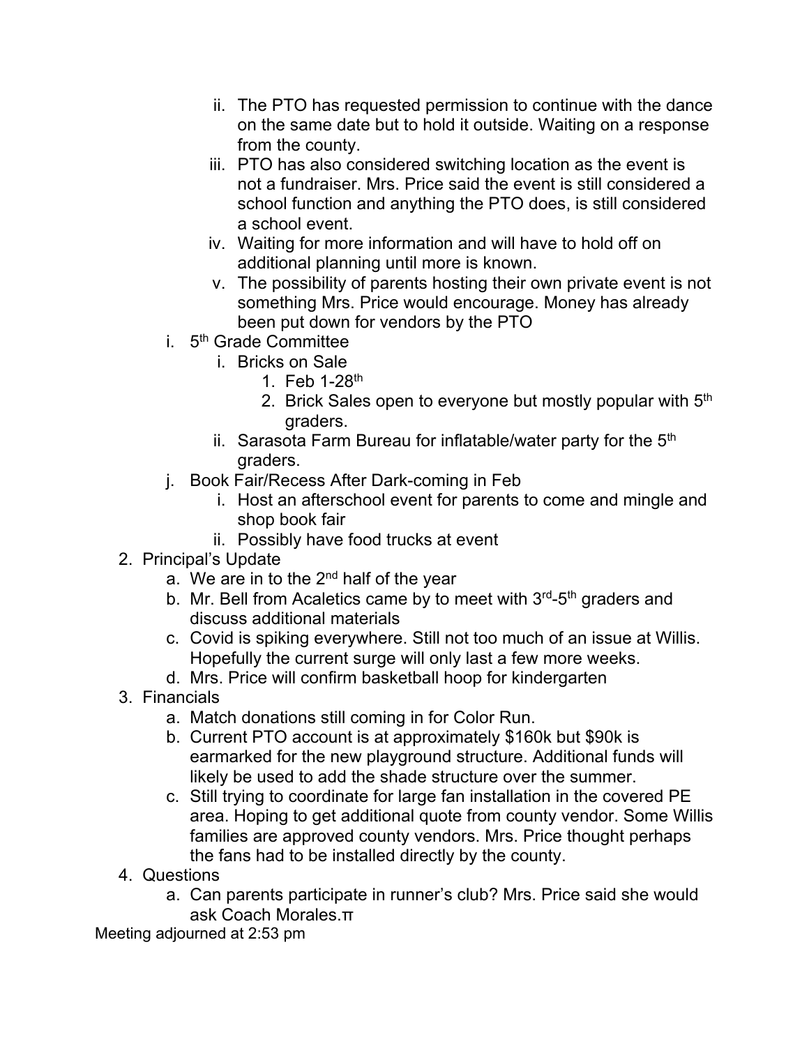ii. The PTO has requested permission to continue with the dance on the same date but to hold it outside. Waiting on a response from the county.
        iii. PTO has also considered switching location as the event is not a fundraiser. Mrs. Price said the event is still considered a school function and anything the PTO does, is still considered a school event.
        iv. Waiting for more information and will have to hold off on additional planning until more is known.
        v. The possibility of parents hosting their own private event is not something Mrs. Price would encourage. Money has already been put down for vendors by the PTO
    i. 5th Grade Committee
        i. Bricks on Sale
            1. Feb 1-28th
            2. Brick Sales open to everyone but mostly popular with 5th graders.
        ii. Sarasota Farm Bureau for inflatable/water party for the 5th graders.
    j. Book Fair/Recess After Dark-coming in Feb
        i. Host an afterschool event for parents to come and mingle and shop book fair
        ii. Possibly have food trucks at event

2. Principal's Update
    a. We are in to the 2nd half of the year
    b. Mr. Bell from Acaletics came by to meet with 3rd-5th graders and discuss additional materials
    c. Covid is spiking everywhere. Still not too much of an issue at Willis. Hopefully the current surge will only last a few more weeks.
    d. Mrs. Price will confirm basketball hoop for kindergarten
3. Financials
    a. Match donations still coming in for Color Run.
    b. Current PTO account is at approximately $160k but $90k is earmarked for the new playground structure. Additional funds will likely be used to add the shade structure over the summer.
    c. Still trying to coordinate for large fan installation in the covered PE area. Hoping to get additional quote from county vendor. Some Willis families are approved county vendors. Mrs. Price thought perhaps the fans had to be installed directly by the county.
4. Questions
    a. Can parents participate in runner's club? Mrs. Price said she would ask Coach Morales.π

Meeting adjourned at 2:53 pm